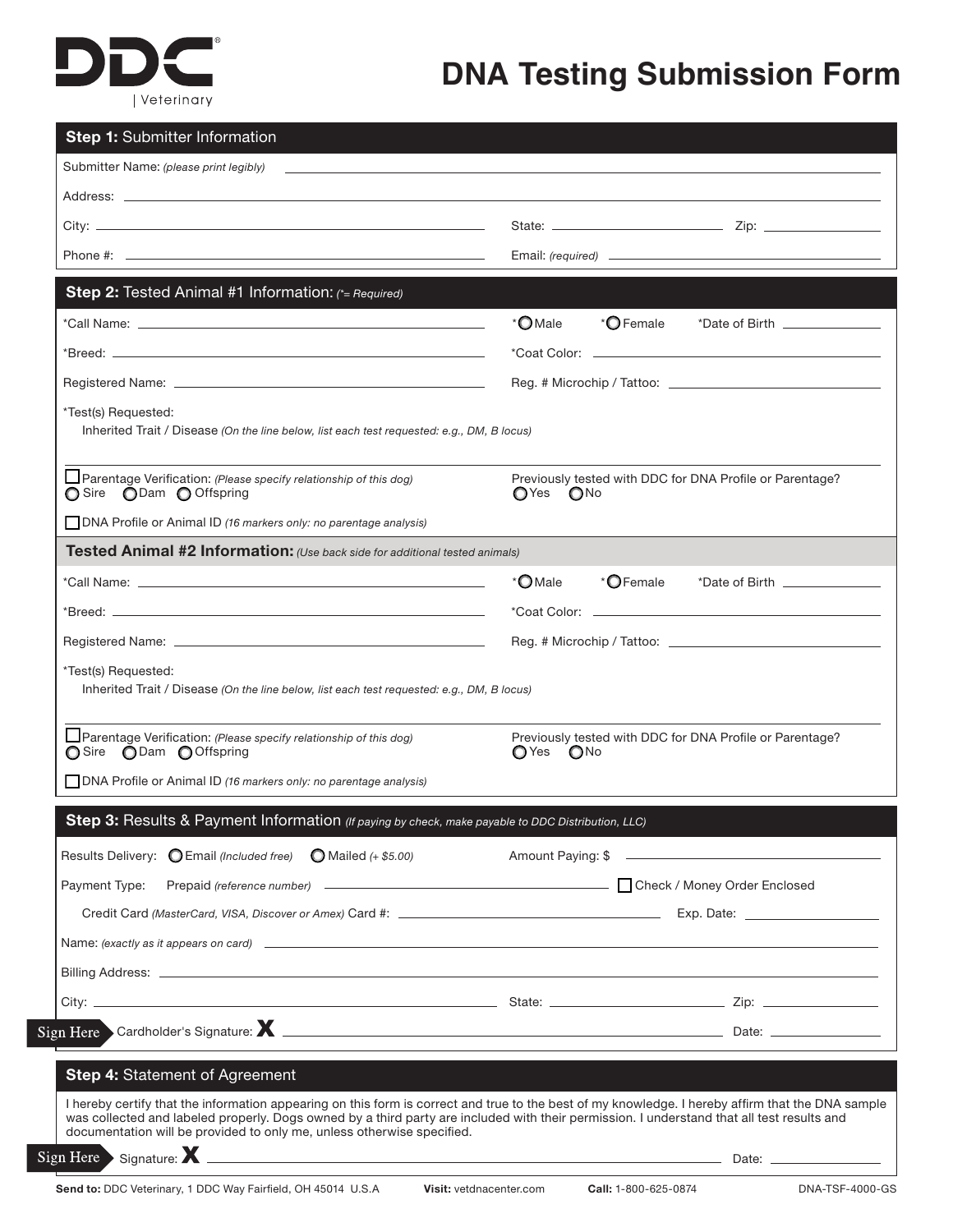DDC | Veterinary

# DNA Testing Submission Form

## Step 1: Submitter Information

Submitter Name: *(please print legibly)* ____________________

Address: ____________________

City: ____________________ State: ____________ Zip: ____________

Phone #: ____________________ Email: *(required)* ____________________

## Step 2: Tested Animal #1 Information: *(*= Required)*

*Call Name: ____________________ *○ Male *○ Female *Date of Birth ____________

*Breed: ____________________ *Coat Color: ____________________

Registered Name: ____________________ Reg. # Microchip / Tattoo: ____________________

*Test(s) Requested:

Inherited Trait / Disease *(On the line below, list each test requested: e.g., DM, B locus)*

____________________

☐ Parentage Verification: *(Please specify relationship of this dog)*
○ Sire ○ Dam ○ Offspring

Previously tested with DDC for DNA Profile or Parentage?
○ Yes ○ No

☐ DNA Profile or Animal ID *(16 markers only: no parentage analysis)*

### Tested Animal #2 Information: *(Use back side for additional tested animals)*

*Call Name: ____________________ *○ Male *○ Female *Date of Birth ____________

*Breed: ____________________ *Coat Color: ____________________

Registered Name: ____________________ Reg. # Microchip / Tattoo: ____________________

*Test(s) Requested:

Inherited Trait / Disease *(On the line below, list each test requested: e.g., DM, B locus)*

____________________

☐ Parentage Verification: *(Please specify relationship of this dog)*
○ Sire ○ Dam ○ Offspring

Previously tested with DDC for DNA Profile or Parentage?
○ Yes ○ No

☐ DNA Profile or Animal ID *(16 markers only: no parentage analysis)*

## Step 3: Results & Payment Information *(If paying by check, make payable to DDC Distribution, LLC)*

Results Delivery: ○ Email *(Included free)* ○ Mailed *(+ $5.00)* Amount Paying: $ ____________

Payment Type: Prepaid *(reference number)* ____________ ☐ Check / Money Order Enclosed

Credit Card *(MasterCard, VISA, Discover or Amex)* Card #: ____________ Exp. Date: ____________

Name: *(exactly as it appears on card)* ____________________

Billing Address: ____________________

City: ____________________ State: ____________ Zip: ____________

Sign Here Cardholder's Signature: **X** ____________________ Date: ____________

## Step 4: Statement of Agreement

I hereby certify that the information appearing on this form is correct and true to the best of my knowledge. I hereby affirm that the DNA sample was collected and labeled properly. Dogs owned by a third party are included with their permission. I understand that all test results and documentation will be provided to only me, unless otherwise specified.

Sign Here Signature: **X** ____________________ Date: ____________

**Send to:** DDC Veterinary, 1 DDC Way Fairfield, OH 45014 U.S.A **Visit:** vetdnacenter.com **Call:** 1-800-625-0874 DNA-TSF-4000-GS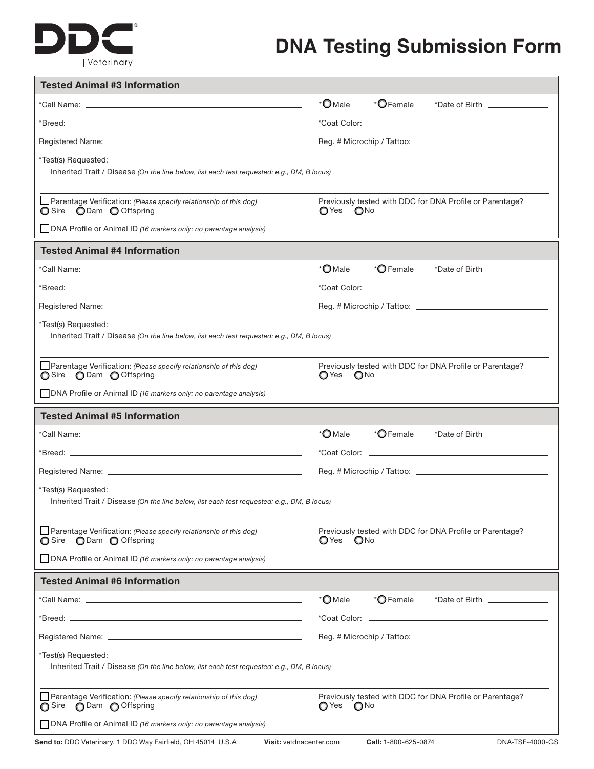# DNA Testing Submission Form

DDC | Veterinary

## Tested Animal #3 Information

*Call Name: ______________________ *◯ Male *◯ Female *Date of Birth __________

*Breed: ______________________ *Coat Color: ______________________

Registered Name: ______________________ Reg. # Microchip / Tattoo: ______________________

*Test(s) Requested:

Inherited Trait / Disease *(On the line below, list each test requested: e.g., DM, B locus)*

______________________________________________

☐ Parentage Verification: *(Please specify relationship of this dog)*
◯ Sire ◯ Dam ◯ Offspring

Previously tested with DDC for DNA Profile or Parentage?
◯ Yes ◯ No

☐ DNA Profile or Animal ID *(16 markers only: no parentage analysis)*

## Tested Animal #4 Information

*Call Name: ______________________ *◯ Male *◯ Female *Date of Birth __________

*Breed: ______________________ *Coat Color: ______________________

Registered Name: ______________________ Reg. # Microchip / Tattoo: ______________________

*Test(s) Requested:

Inherited Trait / Disease *(On the line below, list each test requested: e.g., DM, B locus)*

______________________________________________

☐ Parentage Verification: *(Please specify relationship of this dog)*
◯ Sire ◯ Dam ◯ Offspring

Previously tested with DDC for DNA Profile or Parentage?
◯ Yes ◯ No

☐ DNA Profile or Animal ID *(16 markers only: no parentage analysis)*

## Tested Animal #5 Information

*Call Name: ______________________ *◯ Male *◯ Female *Date of Birth __________

*Breed: ______________________ *Coat Color: ______________________

Registered Name: ______________________ Reg. # Microchip / Tattoo: ______________________

*Test(s) Requested:

Inherited Trait / Disease *(On the line below, list each test requested: e.g., DM, B locus)*

______________________________________________

☐ Parentage Verification: *(Please specify relationship of this dog)*
◯ Sire ◯ Dam ◯ Offspring

Previously tested with DDC for DNA Profile or Parentage?
◯ Yes ◯ No

☐ DNA Profile or Animal ID *(16 markers only: no parentage analysis)*

## Tested Animal #6 Information

*Call Name: ______________________ *◯ Male *◯ Female *Date of Birth __________

*Breed: ______________________ *Coat Color: ______________________

Registered Name: ______________________ Reg. # Microchip / Tattoo: ______________________

*Test(s) Requested:

Inherited Trait / Disease *(On the line below, list each test requested: e.g., DM, B locus)*

______________________________________________

☐ Parentage Verification: *(Please specify relationship of this dog)*
◯ Sire ◯ Dam ◯ Offspring

Previously tested with DDC for DNA Profile or Parentage?
◯ Yes ◯ No

☐ DNA Profile or Animal ID *(16 markers only: no parentage analysis)*

**Send to:** DDC Veterinary, 1 DDC Way Fairfield, OH 45014 U.S.A **Visit:** vetdnacenter.com **Call:** 1-800-625-0874 DNA-TSF-4000-GS